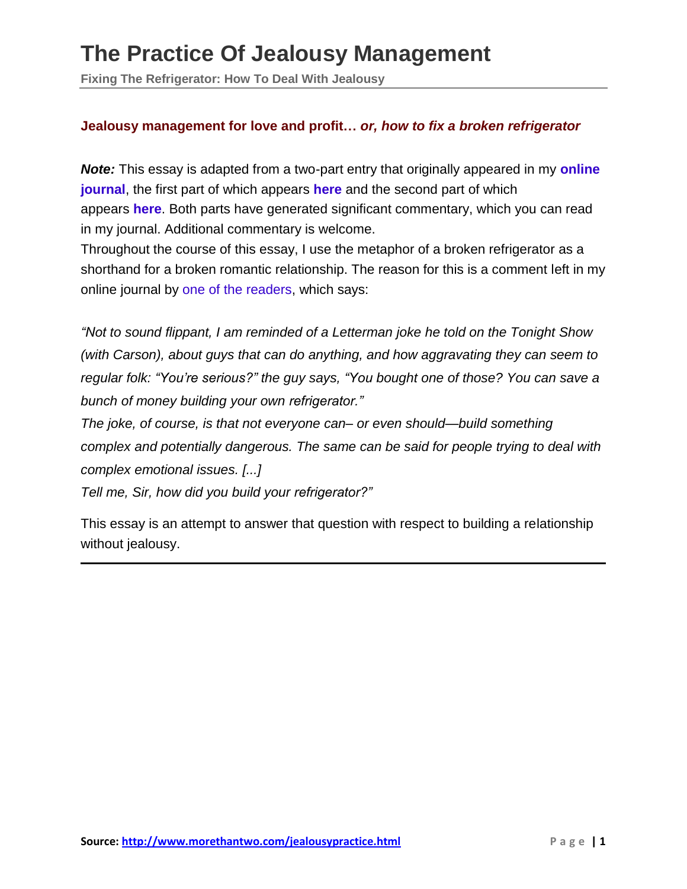# The Practice Of Jealousy Management

**Fixing The Refrigerator: How To Deal With Jealousy**

### Jealousy management for love and profit… *or, how to fix a broken refrigerator*

***Note:*** This essay is adapted from a two-part entry that originally appeared in my **online journal**, the first part of which appears **here** and the second part of which appears **here**. Both parts have generated significant commentary, which you can read in my journal. Additional commentary is welcome.

Throughout the course of this essay, I use the metaphor of a broken refrigerator as a shorthand for a broken romantic relationship. The reason for this is a comment left in my online journal by one of the readers, which says:

*"Not to sound flippant, I am reminded of a Letterman joke he told on the Tonight Show (with Carson), about guys that can do anything, and how aggravating they can seem to regular folk: "You're serious?" the guy says, "You bought one of those? You can save a bunch of money building your own refrigerator."*

*The joke, of course, is that not everyone can– or even should—build something complex and potentially dangerous. The same can be said for people trying to deal with complex emotional issues. [...]*

*Tell me, Sir, how did you build your refrigerator?"*

This essay is an attempt to answer that question with respect to building a relationship without jealousy.

---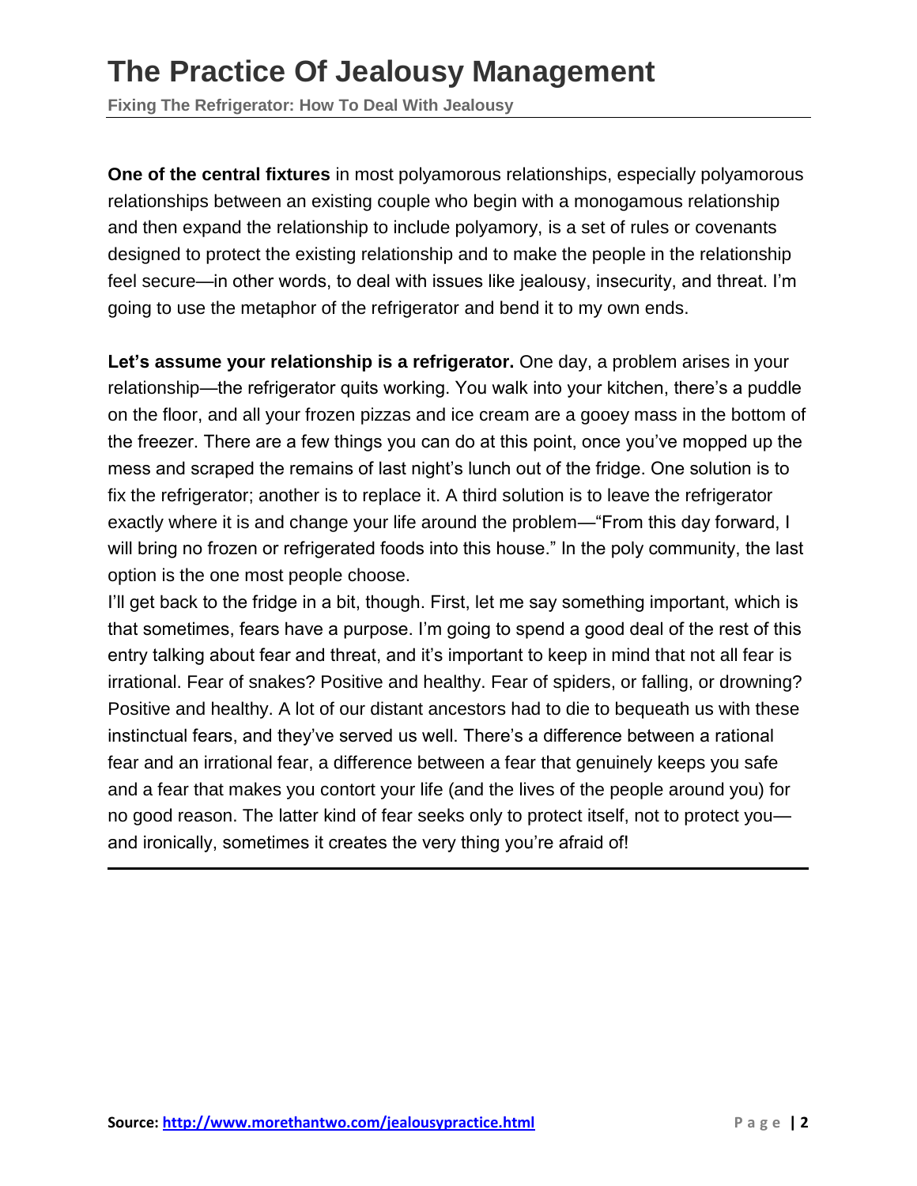**One of the central fixtures** in most polyamorous relationships, especially polyamorous relationships between an existing couple who begin with a monogamous relationship and then expand the relationship to include polyamory, is a set of rules or covenants designed to protect the existing relationship and to make the people in the relationship feel secure—in other words, to deal with issues like jealousy, insecurity, and threat. I'm going to use the metaphor of the refrigerator and bend it to my own ends.

**Let's assume your relationship is a refrigerator.** One day, a problem arises in your relationship—the refrigerator quits working. You walk into your kitchen, there's a puddle on the floor, and all your frozen pizzas and ice cream are a gooey mass in the bottom of the freezer. There are a few things you can do at this point, once you've mopped up the mess and scraped the remains of last night's lunch out of the fridge. One solution is to fix the refrigerator; another is to replace it. A third solution is to leave the refrigerator exactly where it is and change your life around the problem—"From this day forward, I will bring no frozen or refrigerated foods into this house." In the poly community, the last option is the one most people choose.

I'll get back to the fridge in a bit, though. First, let me say something important, which is that sometimes, fears have a purpose. I'm going to spend a good deal of the rest of this entry talking about fear and threat, and it's important to keep in mind that not all fear is irrational. Fear of snakes? Positive and healthy. Fear of spiders, or falling, or drowning? Positive and healthy. A lot of our distant ancestors had to die to bequeath us with these instinctual fears, and they've served us well. There's a difference between a rational fear and an irrational fear, a difference between a fear that genuinely keeps you safe and a fear that makes you contort your life (and the lives of the people around you) for no good reason. The latter kind of fear seeks only to protect itself, not to protect you—and ironically, sometimes it creates the very thing you're afraid of!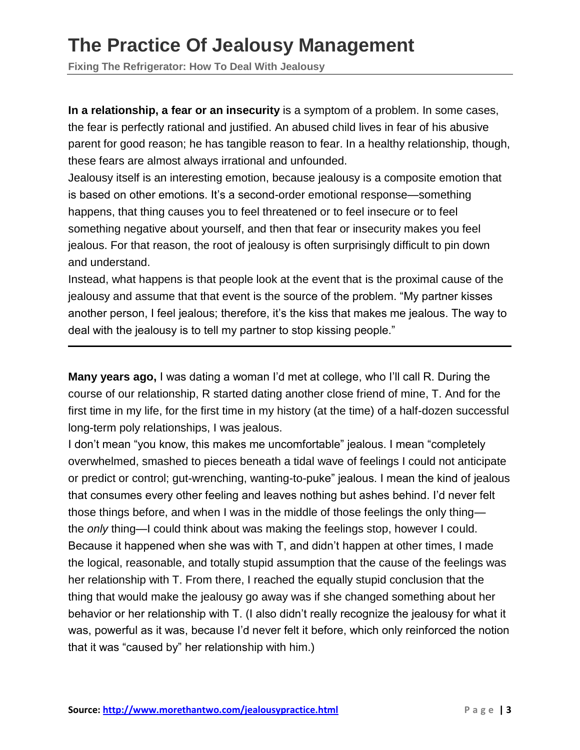**In a relationship, a fear or an insecurity** is a symptom of a problem. In some cases, the fear is perfectly rational and justified. An abused child lives in fear of his abusive parent for good reason; he has tangible reason to fear. In a healthy relationship, though, these fears are almost always irrational and unfounded.

Jealousy itself is an interesting emotion, because jealousy is a composite emotion that is based on other emotions. It's a second-order emotional response—something happens, that thing causes you to feel threatened or to feel insecure or to feel something negative about yourself, and then that fear or insecurity makes you feel jealous. For that reason, the root of jealousy is often surprisingly difficult to pin down and understand.

Instead, what happens is that people look at the event that is the proximal cause of the jealousy and assume that that event is the source of the problem. "My partner kisses another person, I feel jealous; therefore, it's the kiss that makes me jealous. The way to deal with the jealousy is to tell my partner to stop kissing people."

---

**Many years ago,** I was dating a woman I'd met at college, who I'll call R. During the course of our relationship, R started dating another close friend of mine, T. And for the first time in my life, for the first time in my history (at the time) of a half-dozen successful long-term poly relationships, I was jealous.

I don't mean "you know, this makes me uncomfortable" jealous. I mean "completely overwhelmed, smashed to pieces beneath a tidal wave of feelings I could not anticipate or predict or control; gut-wrenching, wanting-to-puke" jealous. I mean the kind of jealous that consumes every other feeling and leaves nothing but ashes behind. I'd never felt those things before, and when I was in the middle of those feelings the only thing—the *only* thing—I could think about was making the feelings stop, however I could. Because it happened when she was with T, and didn't happen at other times, I made the logical, reasonable, and totally stupid assumption that the cause of the feelings was her relationship with T. From there, I reached the equally stupid conclusion that the thing that would make the jealousy go away was if she changed something about her behavior or her relationship with T. (I also didn't really recognize the jealousy for what it was, powerful as it was, because I'd never felt it before, which only reinforced the notion that it was "caused by" her relationship with him.)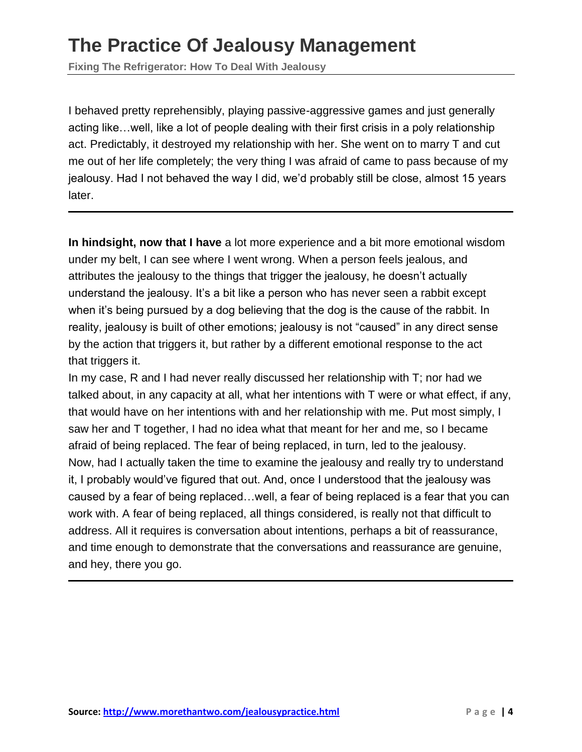I behaved pretty reprehensibly, playing passive-aggressive games and just generally acting like…well, like a lot of people dealing with their first crisis in a poly relationship act. Predictably, it destroyed my relationship with her. She went on to marry T and cut me out of her life completely; the very thing I was afraid of came to pass because of my jealousy. Had I not behaved the way I did, we'd probably still be close, almost 15 years later.

---

**In hindsight, now that I have** a lot more experience and a bit more emotional wisdom under my belt, I can see where I went wrong. When a person feels jealous, and attributes the jealousy to the things that trigger the jealousy, he doesn't actually understand the jealousy. It's a bit like a person who has never seen a rabbit except when it's being pursued by a dog believing that the dog is the cause of the rabbit. In reality, jealousy is built of other emotions; jealousy is not "caused" in any direct sense by the action that triggers it, but rather by a different emotional response to the act that triggers it.

In my case, R and I had never really discussed her relationship with T; nor had we talked about, in any capacity at all, what her intentions with T were or what effect, if any, that would have on her intentions with and her relationship with me. Put most simply, I saw her and T together, I had no idea what that meant for her and me, so I became afraid of being replaced. The fear of being replaced, in turn, led to the jealousy.

Now, had I actually taken the time to examine the jealousy and really try to understand it, I probably would've figured that out. And, once I understood that the jealousy was caused by a fear of being replaced…well, a fear of being replaced is a fear that you can work with. A fear of being replaced, all things considered, is really not that difficult to address. All it requires is conversation about intentions, perhaps a bit of reassurance, and time enough to demonstrate that the conversations and reassurance are genuine, and hey, there you go.

---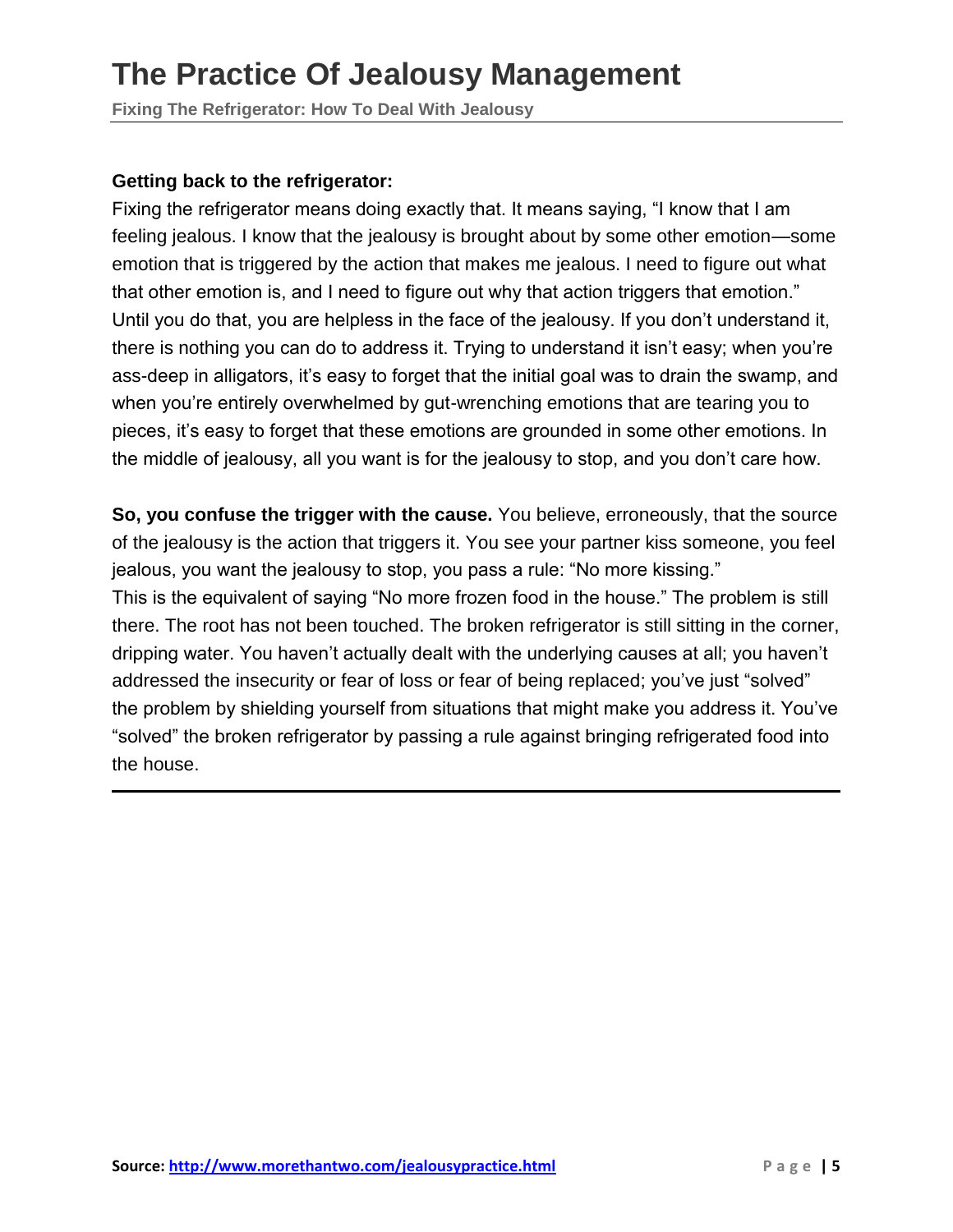**Getting back to the refrigerator:**

Fixing the refrigerator means doing exactly that. It means saying, "I know that I am feeling jealous. I know that the jealousy is brought about by some other emotion—some emotion that is triggered by the action that makes me jealous. I need to figure out what that other emotion is, and I need to figure out why that action triggers that emotion." Until you do that, you are helpless in the face of the jealousy. If you don't understand it, there is nothing you can do to address it. Trying to understand it isn't easy; when you're ass-deep in alligators, it's easy to forget that the initial goal was to drain the swamp, and when you're entirely overwhelmed by gut-wrenching emotions that are tearing you to pieces, it's easy to forget that these emotions are grounded in some other emotions. In the middle of jealousy, all you want is for the jealousy to stop, and you don't care how.

**So, you confuse the trigger with the cause.** You believe, erroneously, that the source of the jealousy is the action that triggers it. You see your partner kiss someone, you feel jealous, you want the jealousy to stop, you pass a rule: "No more kissing."

This is the equivalent of saying "No more frozen food in the house." The problem is still there. The root has not been touched. The broken refrigerator is still sitting in the corner, dripping water. You haven't actually dealt with the underlying causes at all; you haven't addressed the insecurity or fear of loss or fear of being replaced; you've just "solved" the problem by shielding yourself from situations that might make you address it. You've "solved" the broken refrigerator by passing a rule against bringing refrigerated food into the house.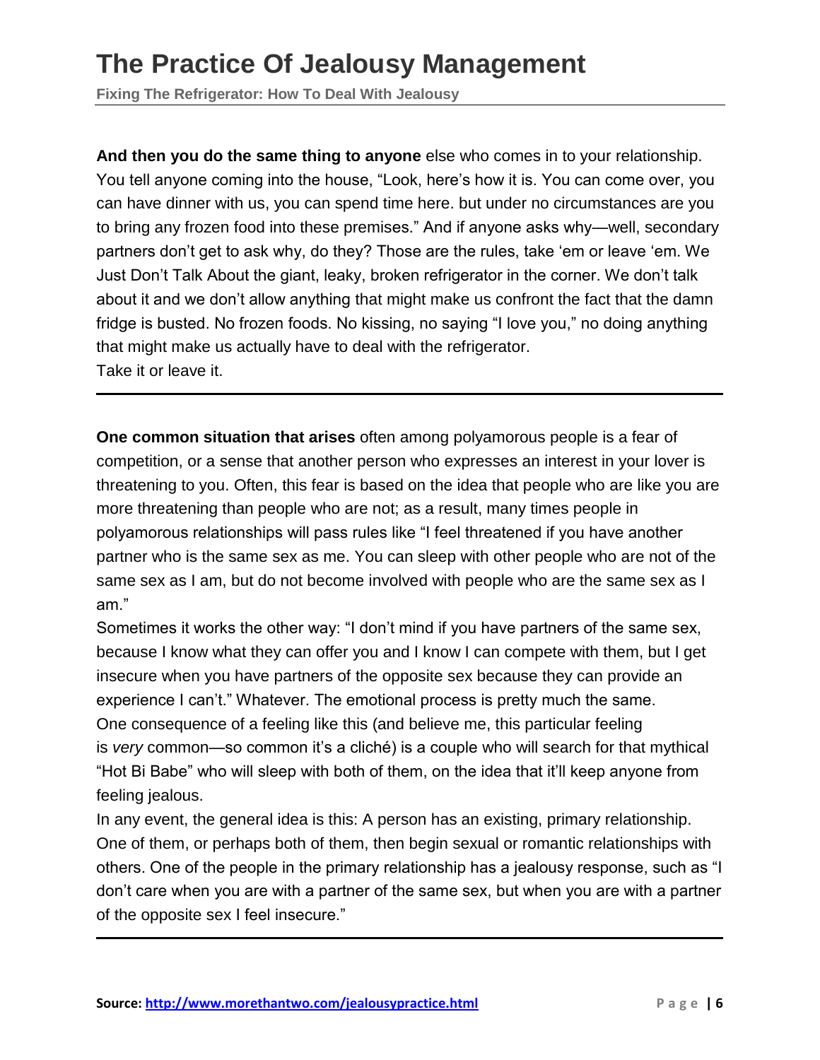**And then you do the same thing to anyone** else who comes in to your relationship. You tell anyone coming into the house, "Look, here's how it is. You can come over, you can have dinner with us, you can spend time here. but under no circumstances are you to bring any frozen food into these premises." And if anyone asks why—well, secondary partners don't get to ask why, do they? Those are the rules, take 'em or leave 'em. We Just Don't Talk About the giant, leaky, broken refrigerator in the corner. We don't talk about it and we don't allow anything that might make us confront the fact that the damn fridge is busted. No frozen foods. No kissing, no saying "I love you," no doing anything that might make us actually have to deal with the refrigerator.
Take it or leave it.

---

**One common situation that arises** often among polyamorous people is a fear of competition, or a sense that another person who expresses an interest in your lover is threatening to you. Often, this fear is based on the idea that people who are like you are more threatening than people who are not; as a result, many times people in polyamorous relationships will pass rules like "I feel threatened if you have another partner who is the same sex as me. You can sleep with other people who are not of the same sex as I am, but do not become involved with people who are the same sex as I am."

Sometimes it works the other way: "I don't mind if you have partners of the same sex, because I know what they can offer you and I know I can compete with them, but I get insecure when you have partners of the opposite sex because they can provide an experience I can't." Whatever. The emotional process is pretty much the same.

One consequence of a feeling like this (and believe me, this particular feeling is *very* common—so common it's a cliché) is a couple who will search for that mythical "Hot Bi Babe" who will sleep with both of them, on the idea that it'll keep anyone from feeling jealous.

In any event, the general idea is this: A person has an existing, primary relationship. One of them, or perhaps both of them, then begin sexual or romantic relationships with others. One of the people in the primary relationship has a jealousy response, such as "I don't care when you are with a partner of the same sex, but when you are with a partner of the opposite sex I feel insecure."

---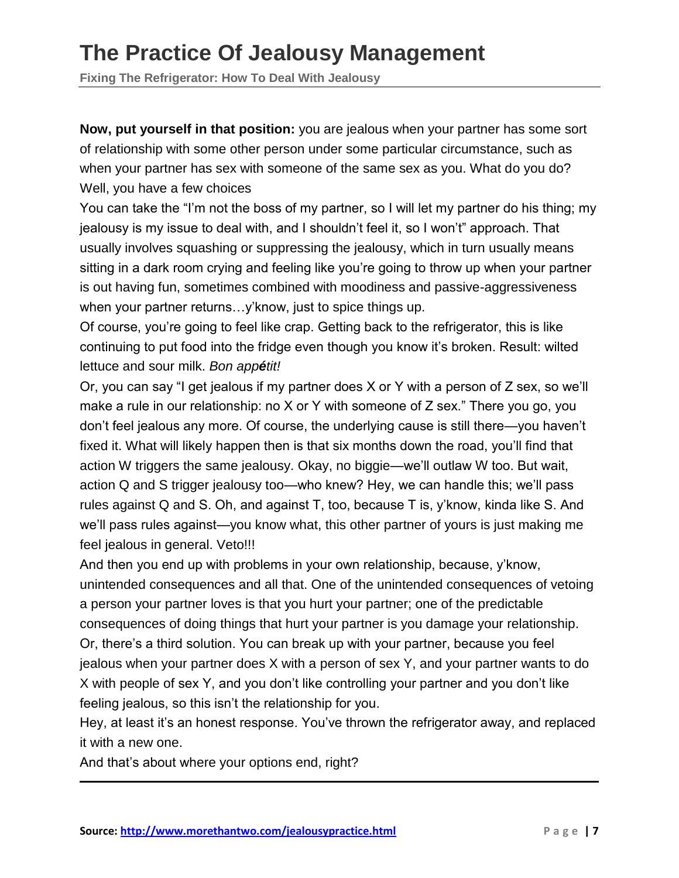**Now, put yourself in that position:** you are jealous when your partner has some sort of relationship with some other person under some particular circumstance, such as when your partner has sex with someone of the same sex as you. What do you do? Well, you have a few choices

You can take the "I'm not the boss of my partner, so I will let my partner do his thing; my jealousy is my issue to deal with, and I shouldn't feel it, so I won't" approach. That usually involves squashing or suppressing the jealousy, which in turn usually means sitting in a dark room crying and feeling like you're going to throw up when your partner is out having fun, sometimes combined with moodiness and passive-aggressiveness when your partner returns…y'know, just to spice things up.

Of course, you're going to feel like crap. Getting back to the refrigerator, this is like continuing to put food into the fridge even though you know it's broken. Result: wilted lettuce and sour milk. *Bon appétit!*

Or, you can say "I get jealous if my partner does X or Y with a person of Z sex, so we'll make a rule in our relationship: no X or Y with someone of Z sex." There you go, you don't feel jealous any more. Of course, the underlying cause is still there—you haven't fixed it. What will likely happen then is that six months down the road, you'll find that action W triggers the same jealousy. Okay, no biggie—we'll outlaw W too. But wait, action Q and S trigger jealousy too—who knew? Hey, we can handle this; we'll pass rules against Q and S. Oh, and against T, too, because T is, y'know, kinda like S. And we'll pass rules against—you know what, this other partner of yours is just making me feel jealous in general. Veto!!!

And then you end up with problems in your own relationship, because, y'know, unintended consequences and all that. One of the unintended consequences of vetoing a person your partner loves is that you hurt your partner; one of the predictable consequences of doing things that hurt your partner is you damage your relationship.

Or, there's a third solution. You can break up with your partner, because you feel jealous when your partner does X with a person of sex Y, and your partner wants to do X with people of sex Y, and you don't like controlling your partner and you don't like feeling jealous, so this isn't the relationship for you.

Hey, at least it's an honest response. You've thrown the refrigerator away, and replaced it with a new one.

And that's about where your options end, right?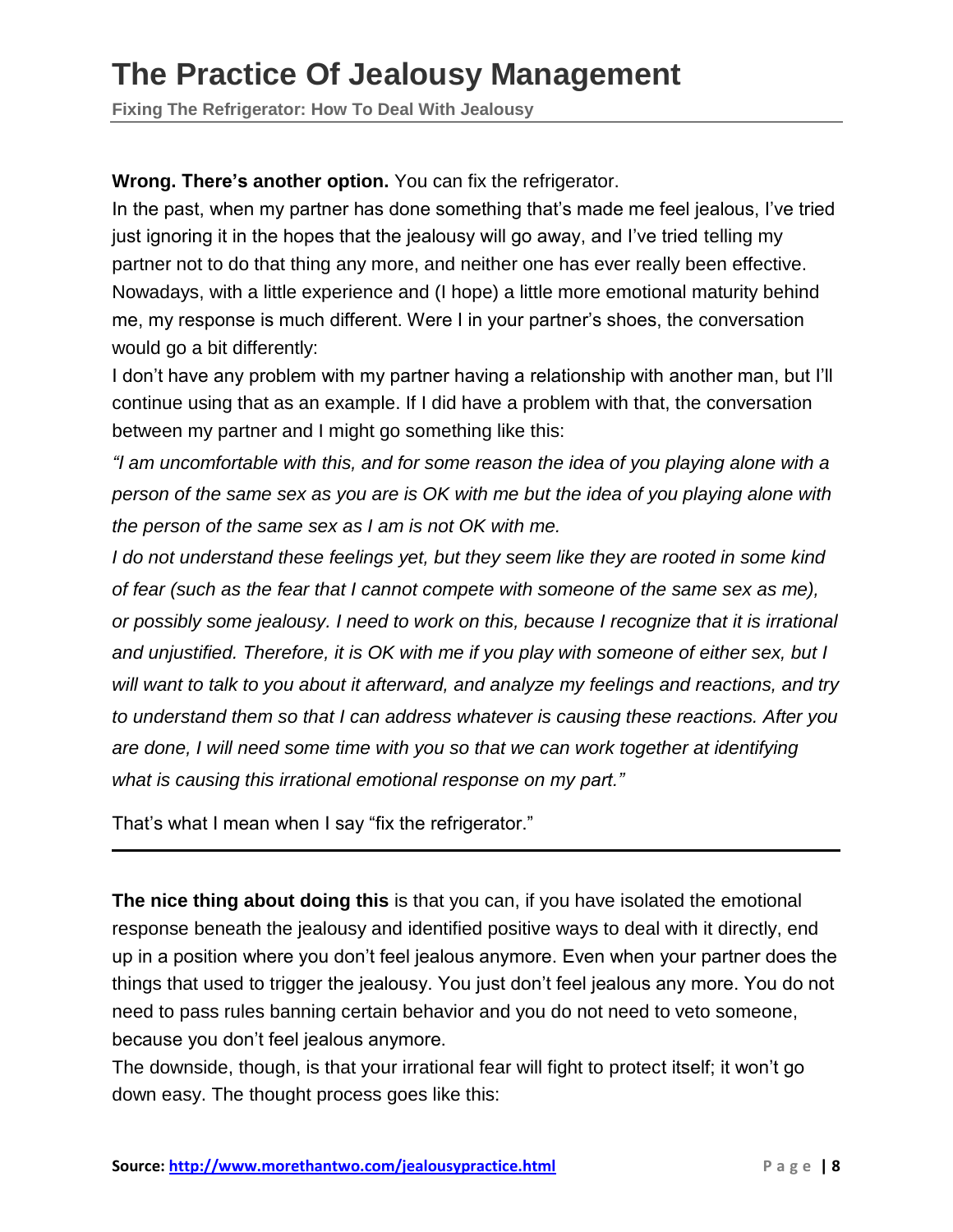**Wrong. There's another option.** You can fix the refrigerator.

In the past, when my partner has done something that's made me feel jealous, I've tried just ignoring it in the hopes that the jealousy will go away, and I've tried telling my partner not to do that thing any more, and neither one has ever really been effective. Nowadays, with a little experience and (I hope) a little more emotional maturity behind me, my response is much different. Were I in your partner's shoes, the conversation would go a bit differently:

I don't have any problem with my partner having a relationship with another man, but I'll continue using that as an example. If I did have a problem with that, the conversation between my partner and I might go something like this:

*"I am uncomfortable with this, and for some reason the idea of you playing alone with a person of the same sex as you are is OK with me but the idea of you playing alone with the person of the same sex as I am is not OK with me.*

*I do not understand these feelings yet, but they seem like they are rooted in some kind of fear (such as the fear that I cannot compete with someone of the same sex as me), or possibly some jealousy. I need to work on this, because I recognize that it is irrational and unjustified. Therefore, it is OK with me if you play with someone of either sex, but I will want to talk to you about it afterward, and analyze my feelings and reactions, and try to understand them so that I can address whatever is causing these reactions. After you are done, I will need some time with you so that we can work together at identifying what is causing this irrational emotional response on my part."*

That's what I mean when I say "fix the refrigerator."

---

**The nice thing about doing this** is that you can, if you have isolated the emotional response beneath the jealousy and identified positive ways to deal with it directly, end up in a position where you don't feel jealous anymore. Even when your partner does the things that used to trigger the jealousy. You just don't feel jealous any more. You do not need to pass rules banning certain behavior and you do not need to veto someone, because you don't feel jealous anymore.

The downside, though, is that your irrational fear will fight to protect itself; it won't go down easy. The thought process goes like this:

**Source: http://www.morethantwo.com/jealousypractice.html**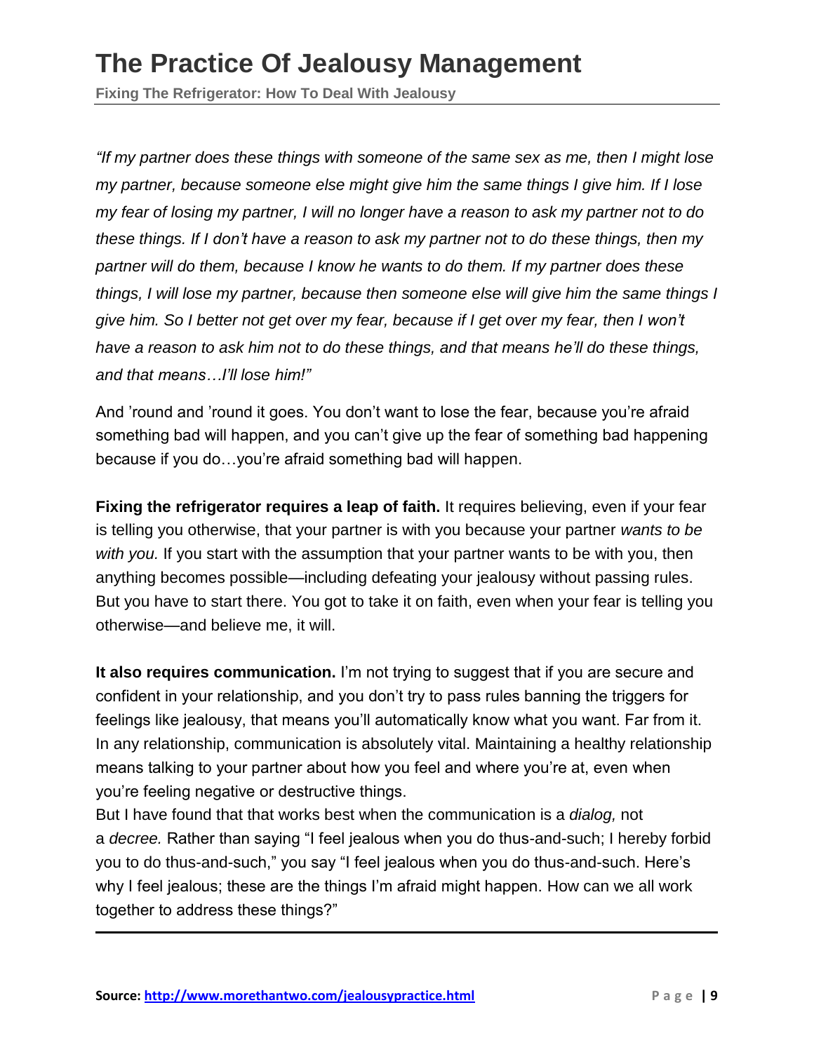*"If my partner does these things with someone of the same sex as me, then I might lose my partner, because someone else might give him the same things I give him. If I lose my fear of losing my partner, I will no longer have a reason to ask my partner not to do these things. If I don't have a reason to ask my partner not to do these things, then my partner will do them, because I know he wants to do them. If my partner does these things, I will lose my partner, because then someone else will give him the same things I give him. So I better not get over my fear, because if I get over my fear, then I won't have a reason to ask him not to do these things, and that means he'll do these things, and that means…I'll lose him!"*

And 'round and 'round it goes. You don't want to lose the fear, because you're afraid something bad will happen, and you can't give up the fear of something bad happening because if you do…you're afraid something bad will happen.

**Fixing the refrigerator requires a leap of faith.** It requires believing, even if your fear is telling you otherwise, that your partner is with you because your partner *wants to be with you.* If you start with the assumption that your partner wants to be with you, then anything becomes possible—including defeating your jealousy without passing rules. But you have to start there. You got to take it on faith, even when your fear is telling you otherwise—and believe me, it will.

**It also requires communication.** I'm not trying to suggest that if you are secure and confident in your relationship, and you don't try to pass rules banning the triggers for feelings like jealousy, that means you'll automatically know what you want. Far from it. In any relationship, communication is absolutely vital. Maintaining a healthy relationship means talking to your partner about how you feel and where you're at, even when you're feeling negative or destructive things.

But I have found that that works best when the communication is a *dialog,* not a *decree.* Rather than saying "I feel jealous when you do thus-and-such; I hereby forbid you to do thus-and-such," you say "I feel jealous when you do thus-and-such. Here's why I feel jealous; these are the things I'm afraid might happen. How can we all work together to address these things?"

Source: http://www.morethantwo.com/jealousypractice.html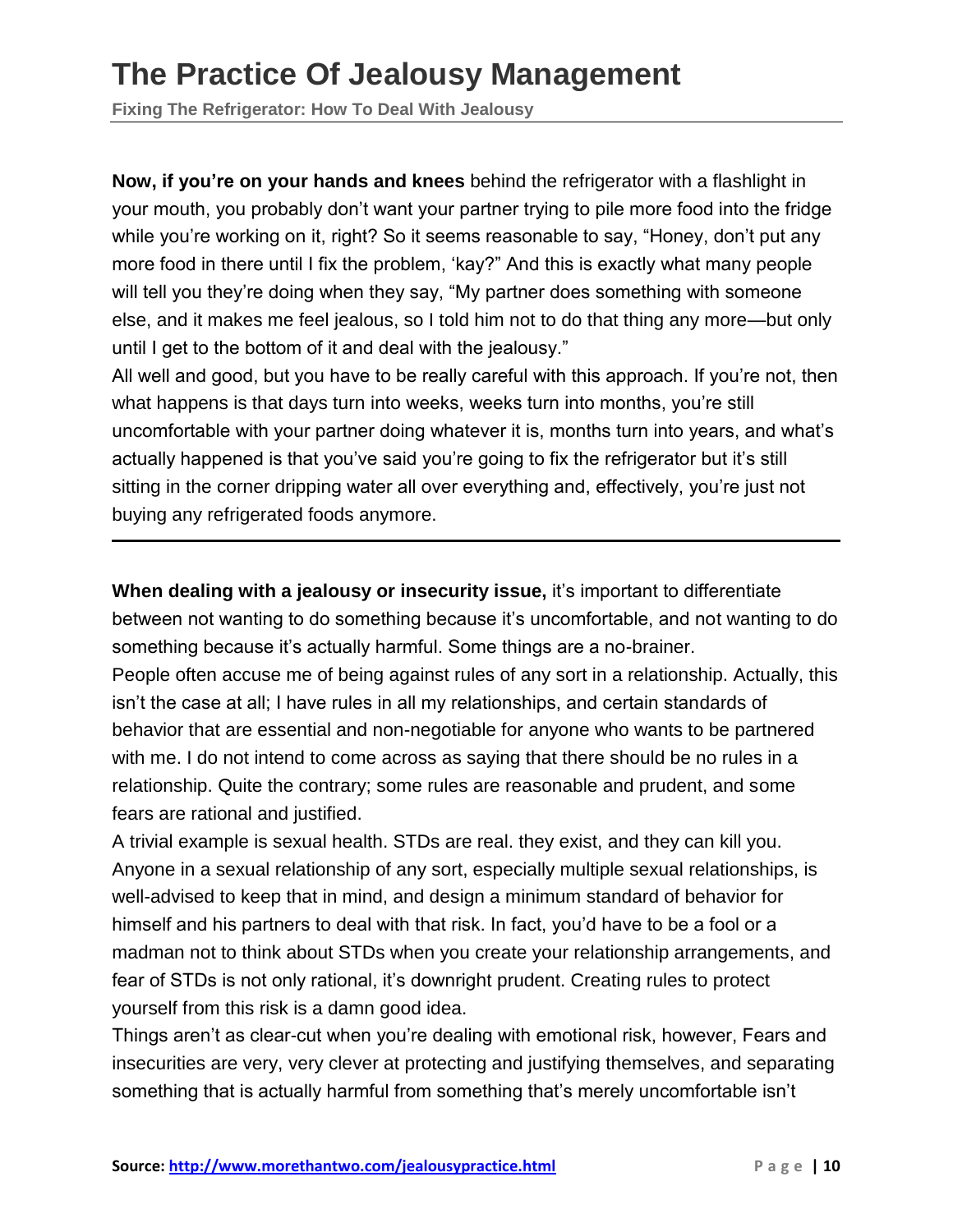**Now, if you're on your hands and knees** behind the refrigerator with a flashlight in your mouth, you probably don't want your partner trying to pile more food into the fridge while you're working on it, right? So it seems reasonable to say, "Honey, don't put any more food in there until I fix the problem, 'kay?" And this is exactly what many people will tell you they're doing when they say, "My partner does something with someone else, and it makes me feel jealous, so I told him not to do that thing any more—but only until I get to the bottom of it and deal with the jealousy."

All well and good, but you have to be really careful with this approach. If you're not, then what happens is that days turn into weeks, weeks turn into months, you're still uncomfortable with your partner doing whatever it is, months turn into years, and what's actually happened is that you've said you're going to fix the refrigerator but it's still sitting in the corner dripping water all over everything and, effectively, you're just not buying any refrigerated foods anymore.

---

**When dealing with a jealousy or insecurity issue,** it's important to differentiate between not wanting to do something because it's uncomfortable, and not wanting to do something because it's actually harmful. Some things are a no-brainer.

People often accuse me of being against rules of any sort in a relationship. Actually, this isn't the case at all; I have rules in all my relationships, and certain standards of behavior that are essential and non-negotiable for anyone who wants to be partnered with me. I do not intend to come across as saying that there should be no rules in a relationship. Quite the contrary; some rules are reasonable and prudent, and some fears are rational and justified.

A trivial example is sexual health. STDs are real. they exist, and they can kill you. Anyone in a sexual relationship of any sort, especially multiple sexual relationships, is well-advised to keep that in mind, and design a minimum standard of behavior for himself and his partners to deal with that risk. In fact, you'd have to be a fool or a madman not to think about STDs when you create your relationship arrangements, and fear of STDs is not only rational, it's downright prudent. Creating rules to protect yourself from this risk is a damn good idea.

Things aren't as clear-cut when you're dealing with emotional risk, however, Fears and insecurities are very, very clever at protecting and justifying themselves, and separating something that is actually harmful from something that's merely uncomfortable isn't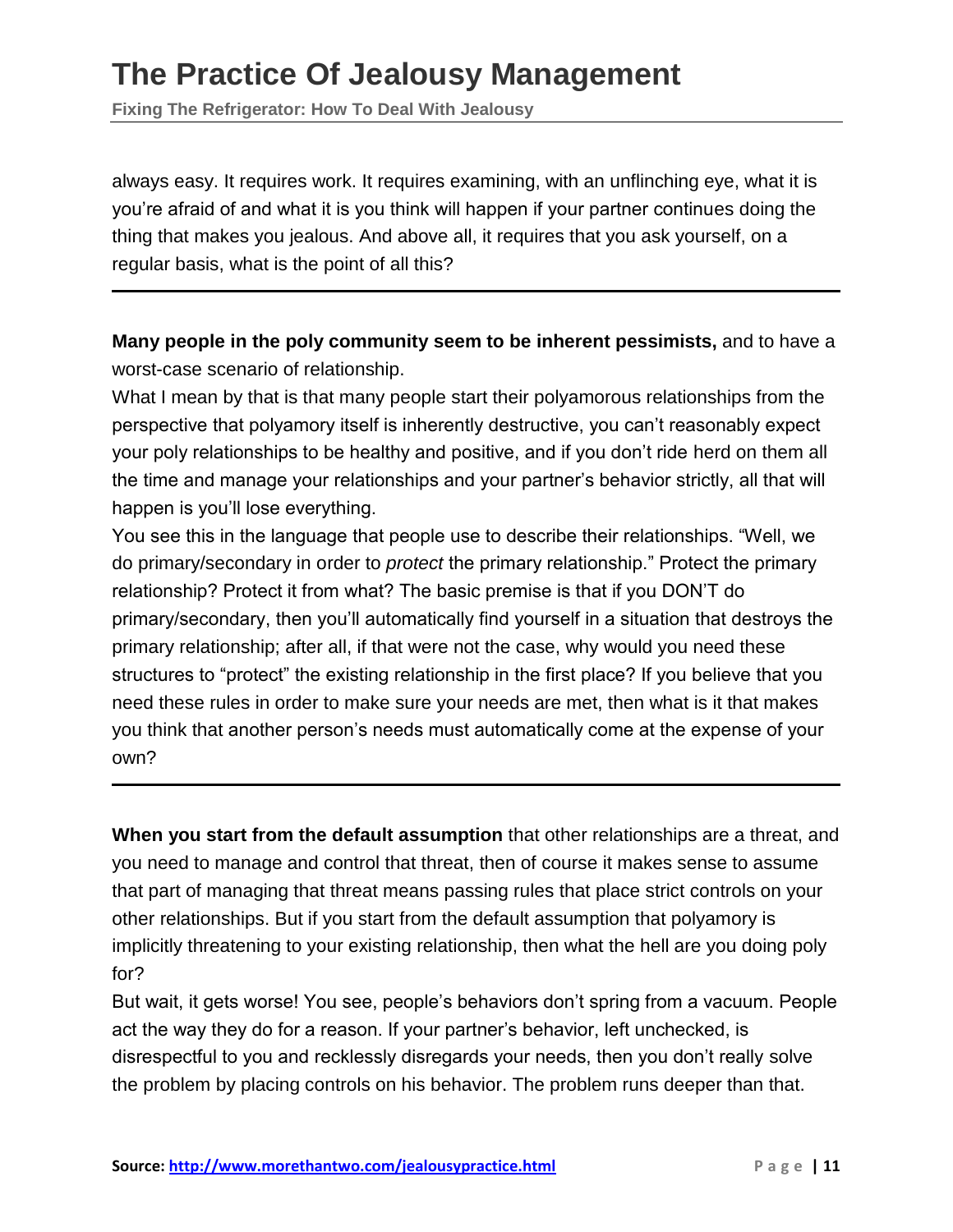always easy. It requires work. It requires examining, with an unflinching eye, what it is you're afraid of and what it is you think will happen if your partner continues doing the thing that makes you jealous. And above all, it requires that you ask yourself, on a regular basis, what is the point of all this?

---

**Many people in the poly community seem to be inherent pessimists,** and to have a worst-case scenario of relationship.

What I mean by that is that many people start their polyamorous relationships from the perspective that polyamory itself is inherently destructive, you can't reasonably expect your poly relationships to be healthy and positive, and if you don't ride herd on them all the time and manage your relationships and your partner's behavior strictly, all that will happen is you'll lose everything.

You see this in the language that people use to describe their relationships. "Well, we do primary/secondary in order to *protect* the primary relationship." Protect the primary relationship? Protect it from what? The basic premise is that if you DON'T do primary/secondary, then you'll automatically find yourself in a situation that destroys the primary relationship; after all, if that were not the case, why would you need these structures to "protect" the existing relationship in the first place? If you believe that you need these rules in order to make sure your needs are met, then what is it that makes you think that another person's needs must automatically come at the expense of your own?

---

**When you start from the default assumption** that other relationships are a threat, and you need to manage and control that threat, then of course it makes sense to assume that part of managing that threat means passing rules that place strict controls on your other relationships. But if you start from the default assumption that polyamory is implicitly threatening to your existing relationship, then what the hell are you doing poly for?

But wait, it gets worse! You see, people's behaviors don't spring from a vacuum. People act the way they do for a reason. If your partner's behavior, left unchecked, is disrespectful to you and recklessly disregards your needs, then you don't really solve the problem by placing controls on his behavior. The problem runs deeper than that.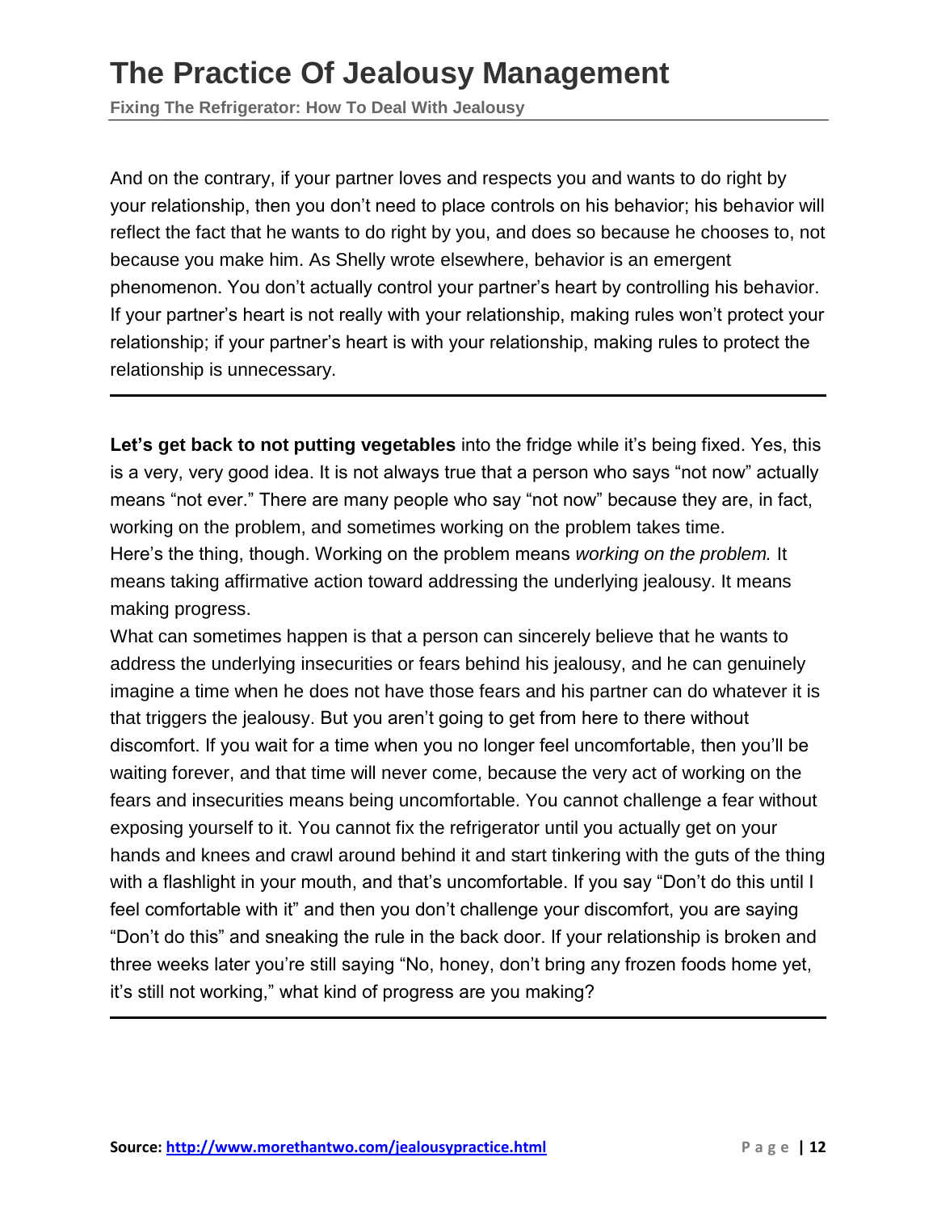And on the contrary, if your partner loves and respects you and wants to do right by your relationship, then you don't need to place controls on his behavior; his behavior will reflect the fact that he wants to do right by you, and does so because he chooses to, not because you make him. As Shelly wrote elsewhere, behavior is an emergent phenomenon. You don't actually control your partner's heart by controlling his behavior. If your partner's heart is not really with your relationship, making rules won't protect your relationship; if your partner's heart is with your relationship, making rules to protect the relationship is unnecessary.

---

**Let's get back to not putting vegetables** into the fridge while it's being fixed. Yes, this is a very, very good idea. It is not always true that a person who says "not now" actually means "not ever." There are many people who say "not now" because they are, in fact, working on the problem, and sometimes working on the problem takes time.

Here's the thing, though. Working on the problem means *working on the problem.* It means taking affirmative action toward addressing the underlying jealousy. It means making progress.

What can sometimes happen is that a person can sincerely believe that he wants to address the underlying insecurities or fears behind his jealousy, and he can genuinely imagine a time when he does not have those fears and his partner can do whatever it is that triggers the jealousy. But you aren't going to get from here to there without discomfort. If you wait for a time when you no longer feel uncomfortable, then you'll be waiting forever, and that time will never come, because the very act of working on the fears and insecurities means being uncomfortable. You cannot challenge a fear without exposing yourself to it. You cannot fix the refrigerator until you actually get on your hands and knees and crawl around behind it and start tinkering with the guts of the thing with a flashlight in your mouth, and that's uncomfortable. If you say "Don't do this until I feel comfortable with it" and then you don't challenge your discomfort, you are saying "Don't do this" and sneaking the rule in the back door. If your relationship is broken and three weeks later you're still saying "No, honey, don't bring any frozen foods home yet, it's still not working," what kind of progress are you making?

---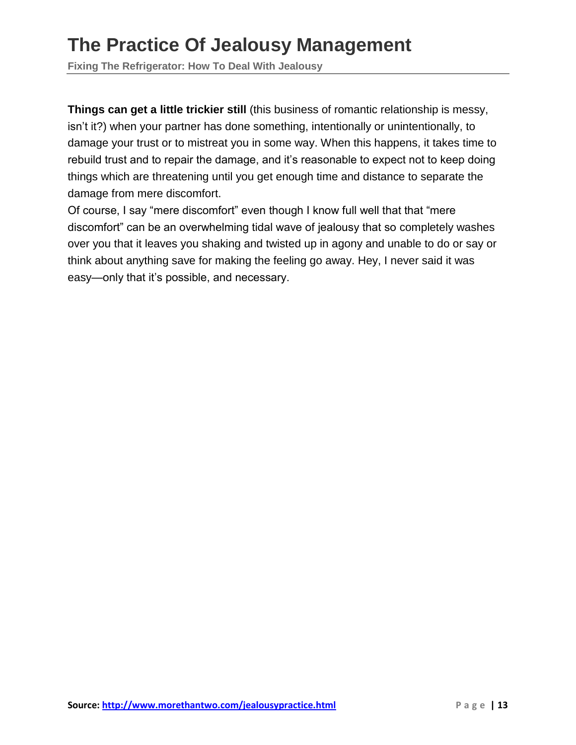**Things can get a little trickier still** (this business of romantic relationship is messy, isn't it?) when your partner has done something, intentionally or unintentionally, to damage your trust or to mistreat you in some way. When this happens, it takes time to rebuild trust and to repair the damage, and it's reasonable to expect not to keep doing things which are threatening until you get enough time and distance to separate the damage from mere discomfort.

Of course, I say "mere discomfort" even though I know full well that that "mere discomfort" can be an overwhelming tidal wave of jealousy that so completely washes over you that it leaves you shaking and twisted up in agony and unable to do or say or think about anything save for making the feeling go away. Hey, I never said it was easy—only that it's possible, and necessary.